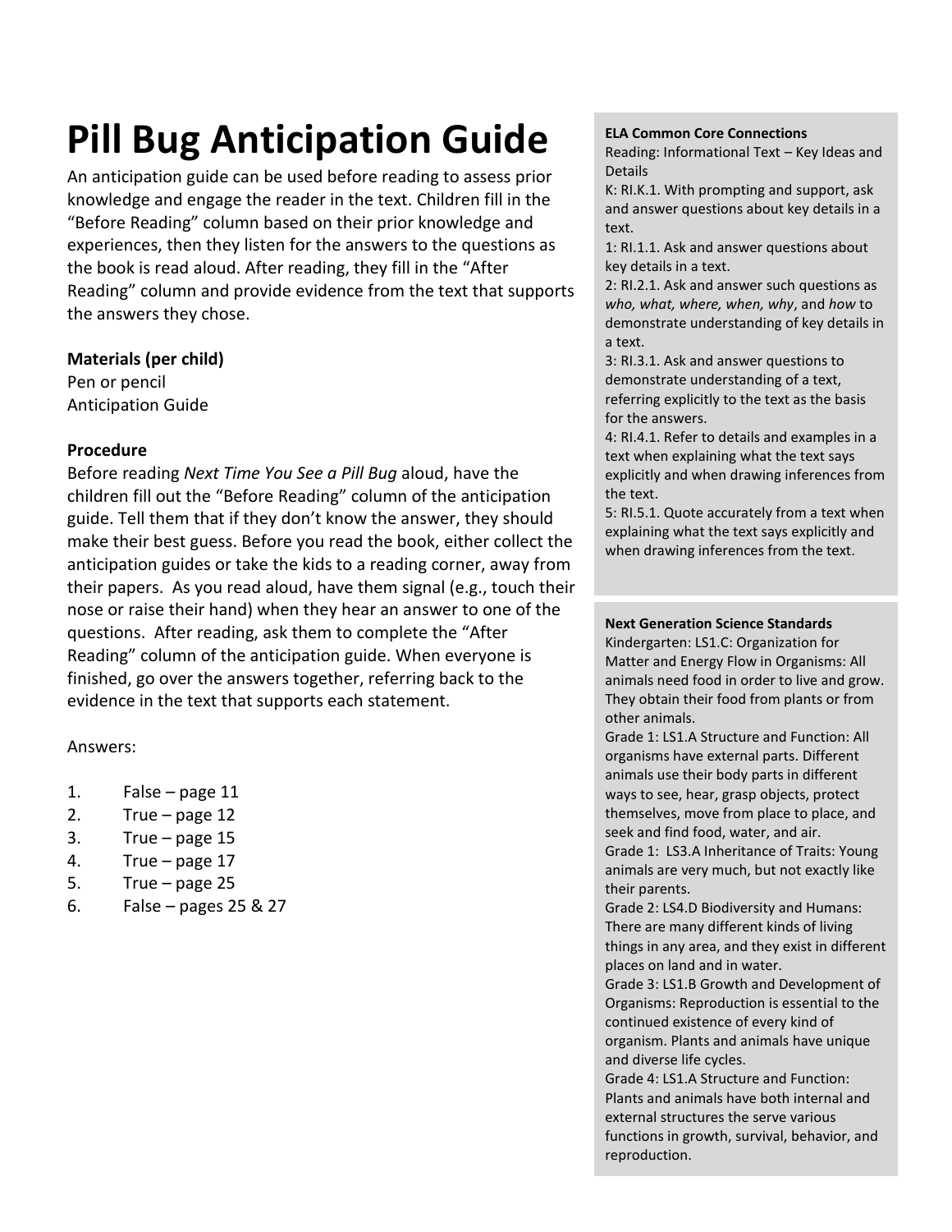# Pill Bug Anticipation Guide

An anticipation guide can be used before reading to assess prior knowledge and engage the reader in the text. Children fill in the "Before Reading" column based on their prior knowledge and experiences, then they listen for the answers to the questions as the book is read aloud. After reading, they fill in the "After Reading" column and provide evidence from the text that supports the answers they chose.

**Materials (per child)**

Pen or pencil
Anticipation Guide

**Procedure**

Before reading *Next Time You See a Pill Bug* aloud, have the children fill out the "Before Reading" column of the anticipation guide. Tell them that if they don't know the answer, they should make their best guess. Before you read the book, either collect the anticipation guides or take the kids to a reading corner, away from their papers. As you read aloud, have them signal (e.g., touch their nose or raise their hand) when they hear an answer to one of the questions. After reading, ask them to complete the "After Reading" column of the anticipation guide. When everyone is finished, go over the answers together, referring back to the evidence in the text that supports each statement.

Answers:

1. False – page 11
2. True – page 12
3. True – page 15
4. True – page 17
5. True – page 25
6. False – pages 25 & 27

**ELA Common Core Connections**

Reading: Informational Text – Key Ideas and Details

K: RI.K.1. With prompting and support, ask and answer questions about key details in a text.

1: RI.1.1. Ask and answer questions about key details in a text.

2: RI.2.1. Ask and answer such questions as *who, what, where, when, why*, and *how* to demonstrate understanding of key details in a text.

3: RI.3.1. Ask and answer questions to demonstrate understanding of a text, referring explicitly to the text as the basis for the answers.

4: RI.4.1. Refer to details and examples in a text when explaining what the text says explicitly and when drawing inferences from the text.

5: RI.5.1. Quote accurately from a text when explaining what the text says explicitly and when drawing inferences from the text.

**Next Generation Science Standards**

Kindergarten: LS1.C: Organization for Matter and Energy Flow in Organisms: All animals need food in order to live and grow. They obtain their food from plants or from other animals.

Grade 1: LS1.A Structure and Function: All organisms have external parts. Different animals use their body parts in different ways to see, hear, grasp objects, protect themselves, move from place to place, and seek and find food, water, and air.

Grade 1: LS3.A Inheritance of Traits: Young animals are very much, but not exactly like their parents.

Grade 2: LS4.D Biodiversity and Humans: There are many different kinds of living things in any area, and they exist in different places on land and in water.

Grade 3: LS1.B Growth and Development of Organisms: Reproduction is essential to the continued existence of every kind of organism. Plants and animals have unique and diverse life cycles.

Grade 4: LS1.A Structure and Function: Plants and animals have both internal and external structures the serve various functions in growth, survival, behavior, and reproduction.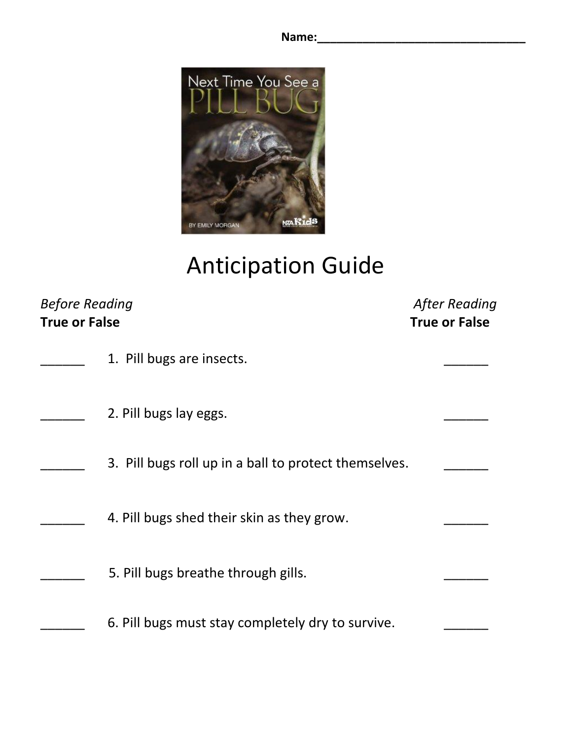Name:___________________________________

Next Time You See a PILL BUG

BY EMILY MORGAN

# Anticipation Guide

| *Before Reading* **True or False** | | *After Reading* **True or False** |
|---|---|---|
| ______ | 1. Pill bugs are insects. | ______ |
| ______ | 2. Pill bugs lay eggs. | ______ |
| ______ | 3. Pill bugs roll up in a ball to protect themselves. | ______ |
| ______ | 4. Pill bugs shed their skin as they grow. | ______ |
| ______ | 5. Pill bugs breathe through gills. | ______ |
| ______ | 6. Pill bugs must stay completely dry to survive. | ______ |